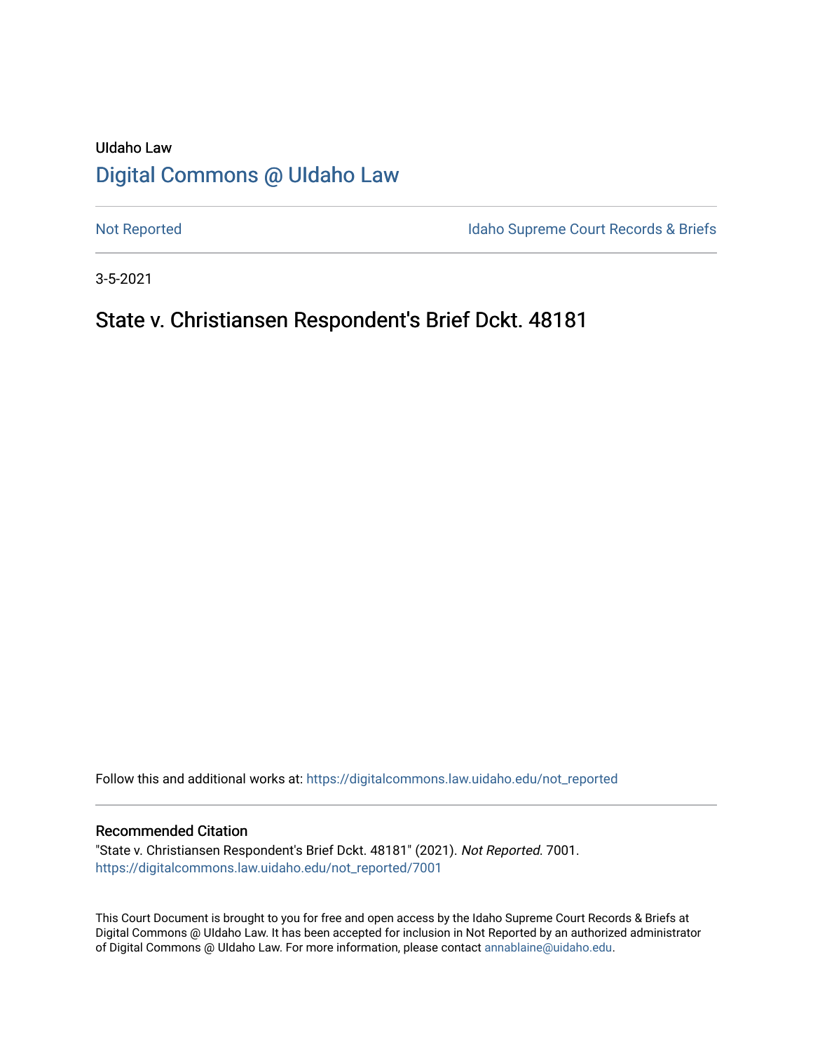UIdaho Law

# [Digital Commons @ UIdaho Law](https://digitalcommons.law.uidaho.edu/)

[Not Reported](https://digitalcommons.law.uidaho.edu/not_reported) | [Idaho Supreme Court Records & Briefs](https://digitalcommons.law.uidaho.edu/isc_records_briefs)

3-5-2021

## State v. Christiansen Respondent's Brief Dckt. 48181

Follow this and additional works at: https://digitalcommons.law.uidaho.edu/not_reported

### Recommended Citation

"State v. Christiansen Respondent's Brief Dckt. 48181" (2021). *Not Reported*. 7001.
https://digitalcommons.law.uidaho.edu/not_reported/7001

This Court Document is brought to you for free and open access by the Idaho Supreme Court Records & Briefs at Digital Commons @ UIdaho Law. It has been accepted for inclusion in Not Reported by an authorized administrator of Digital Commons @ UIdaho Law. For more information, please contact annablaine@uidaho.edu.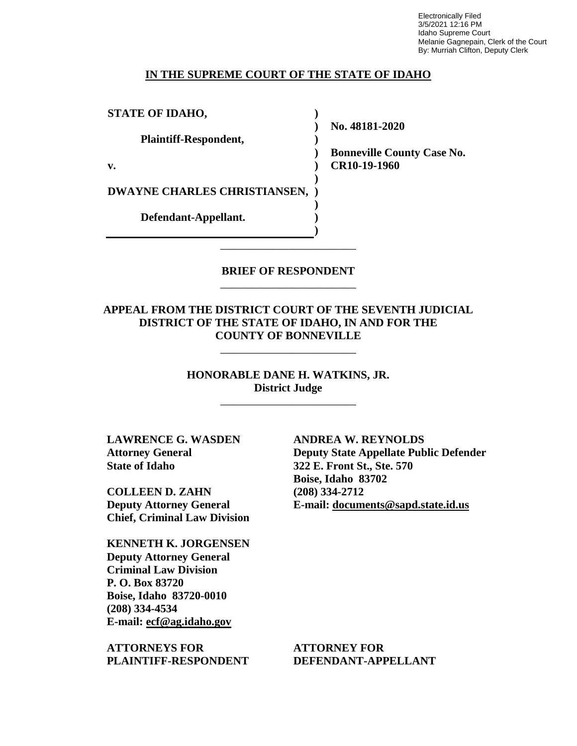Electronically Filed
3/5/2021 12:16 PM
Idaho Supreme Court
Melanie Gagnepain, Clerk of the Court
By: Murriah Clifton, Deputy Clerk

**IN THE SUPREME COURT OF THE STATE OF IDAHO**

| | | |
|---|---|---|
| **STATE OF IDAHO,** | **)** | |
| | **)** | **No. 48181-2020** |
| **Plaintiff-Respondent,** | **)** | |
| | **)** | **Bonneville County Case No.** |
| **v.** | **)** | **CR10-19-1960** |
| | **)** | |
| **DWAYNE CHARLES CHRISTIANSEN,** | **)** | |
| | **)** | |
| **Defendant-Appellant.** | **)** | |
| | **)** | |

## BRIEF OF RESPONDENT

**APPEAL FROM THE DISTRICT COURT OF THE SEVENTH JUDICIAL DISTRICT OF THE STATE OF IDAHO, IN AND FOR THE COUNTY OF BONNEVILLE**

**HONORABLE DANE H. WATKINS, JR.**
**District Judge**

**LAWRENCE G. WASDEN**
**Attorney General**
**State of Idaho**

**COLLEEN D. ZAHN**
**Deputy Attorney General**
**Chief, Criminal Law Division**

**KENNETH K. JORGENSEN**
**Deputy Attorney General**
**Criminal Law Division**
**P. O. Box 83720**
**Boise, Idaho 83720-0010**
**(208) 334-4534**
**E-mail: ecf@ag.idaho.gov**

**ATTORNEYS FOR PLAINTIFF-RESPONDENT**

**ANDREA W. REYNOLDS**
**Deputy State Appellate Public Defender**
**322 E. Front St., Ste. 570**
**Boise, Idaho 83702**
**(208) 334-2712**
**E-mail: documents@sapd.state.id.us**

**ATTORNEY FOR DEFENDANT-APPELLANT**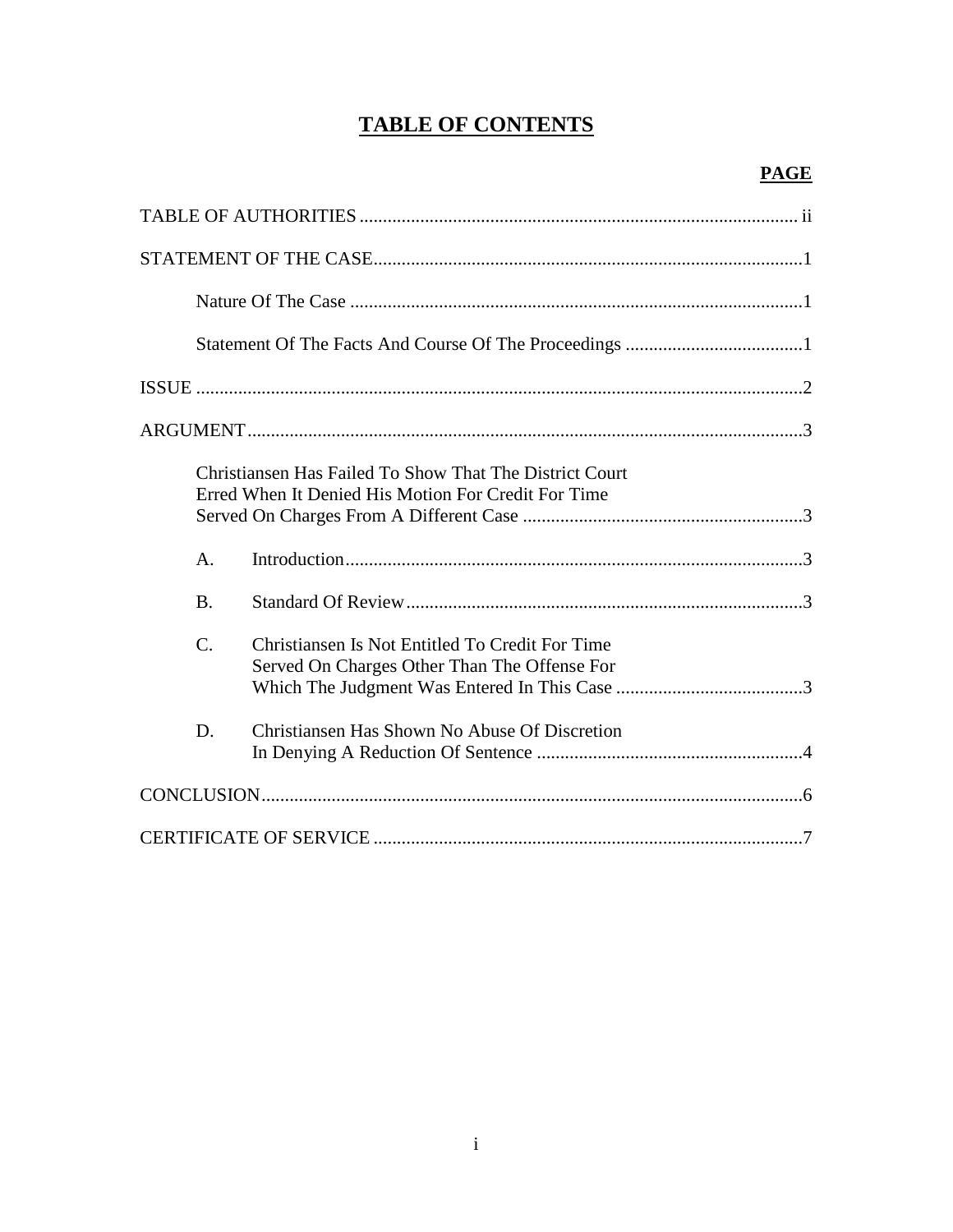# TABLE OF CONTENTS

| | PAGE |
|---|---|
| TABLE OF AUTHORITIES | ii |
| STATEMENT OF THE CASE | 1 |
| Nature Of The Case | 1 |
| Statement Of The Facts And Course Of The Proceedings | 1 |
| ISSUE | 2 |
| ARGUMENT | 3 |
| Christiansen Has Failed To Show That The District Court Erred When It Denied His Motion For Credit For Time Served On Charges From A Different Case | 3 |
| A. Introduction | 3 |
| B. Standard Of Review | 3 |
| C. Christiansen Is Not Entitled To Credit For Time Served On Charges Other Than The Offense For Which The Judgment Was Entered In This Case | 3 |
| D. Christiansen Has Shown No Abuse Of Discretion In Denying A Reduction Of Sentence | 4 |
| CONCLUSION | 6 |
| CERTIFICATE OF SERVICE | 7 |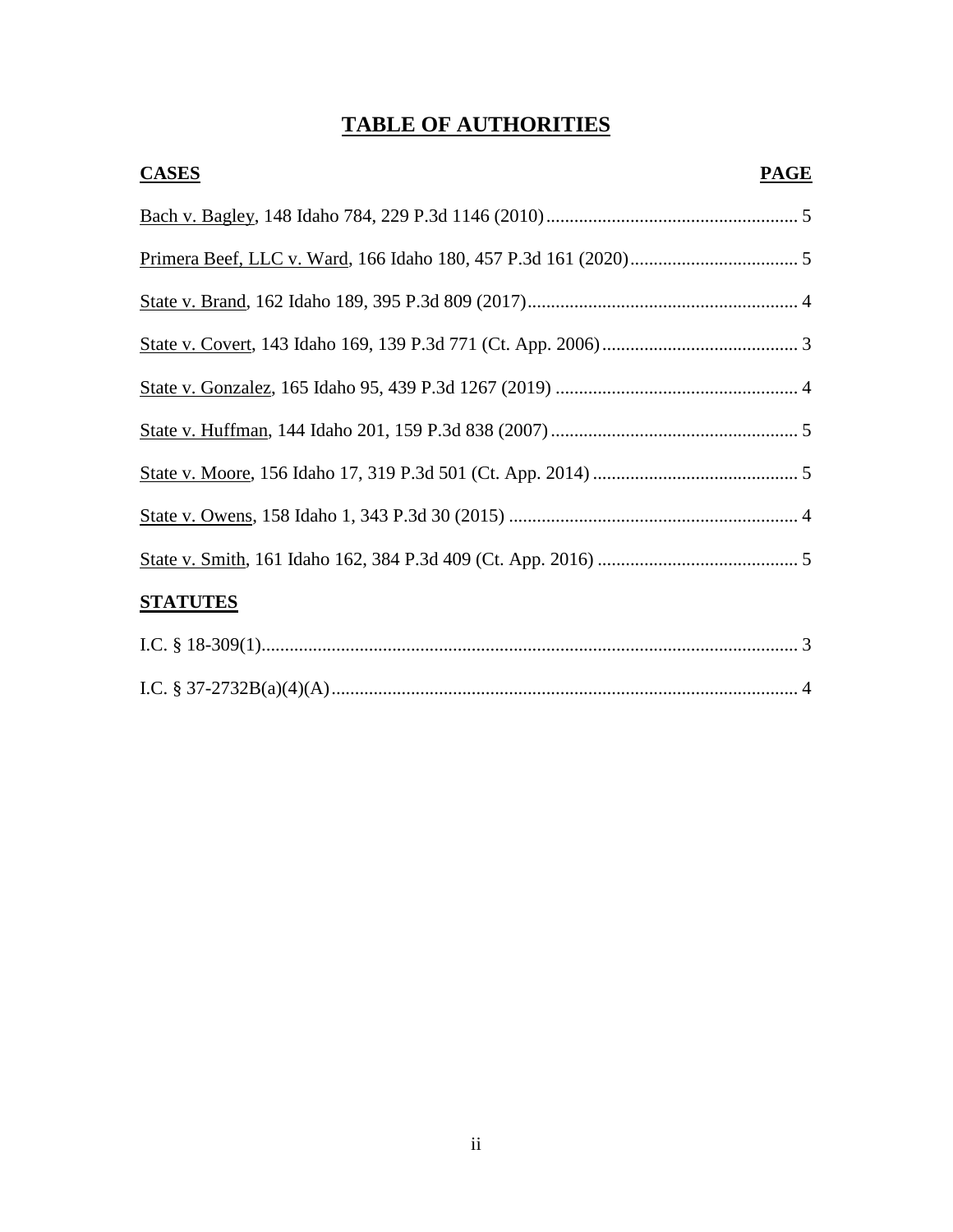# TABLE OF AUTHORITIES

| CASES | PAGE |
| --- | --- |
| Bach v. Bagley, 148 Idaho 784, 229 P.3d 1146 (2010) | 5 |
| Primera Beef, LLC v. Ward, 166 Idaho 180, 457 P.3d 161 (2020) | 5 |
| State v. Brand, 162 Idaho 189, 395 P.3d 809 (2017) | 4 |
| State v. Covert, 143 Idaho 169, 139 P.3d 771 (Ct. App. 2006) | 3 |
| State v. Gonzalez, 165 Idaho 95, 439 P.3d 1267 (2019) | 4 |
| State v. Huffman, 144 Idaho 201, 159 P.3d 838 (2007) | 5 |
| State v. Moore, 156 Idaho 17, 319 P.3d 501 (Ct. App. 2014) | 5 |
| State v. Owens, 158 Idaho 1, 343 P.3d 30 (2015) | 4 |
| State v. Smith, 161 Idaho 162, 384 P.3d 409 (Ct. App. 2016) | 5 |

| STATUTES | |
| --- | --- |
| I.C. § 18-309(1) | 3 |
| I.C. § 37-2732B(a)(4)(A) | 4 |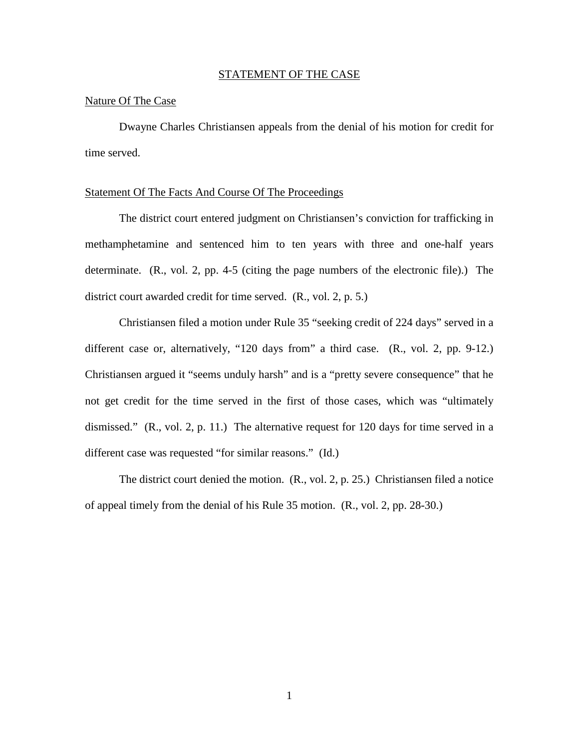# STATEMENT OF THE CASE

## Nature Of The Case

Dwayne Charles Christiansen appeals from the denial of his motion for credit for time served.

## Statement Of The Facts And Course Of The Proceedings

The district court entered judgment on Christiansen's conviction for trafficking in methamphetamine and sentenced him to ten years with three and one-half years determinate. (R., vol. 2, pp. 4-5 (citing the page numbers of the electronic file).) The district court awarded credit for time served. (R., vol. 2, p. 5.)

Christiansen filed a motion under Rule 35 "seeking credit of 224 days" served in a different case or, alternatively, "120 days from" a third case. (R., vol. 2, pp. 9-12.) Christiansen argued it "seems unduly harsh" and is a "pretty severe consequence" that he not get credit for the time served in the first of those cases, which was "ultimately dismissed." (R., vol. 2, p. 11.) The alternative request for 120 days for time served in a different case was requested "for similar reasons." (Id.)

The district court denied the motion. (R., vol. 2, p. 25.) Christiansen filed a notice of appeal timely from the denial of his Rule 35 motion. (R., vol. 2, pp. 28-30.)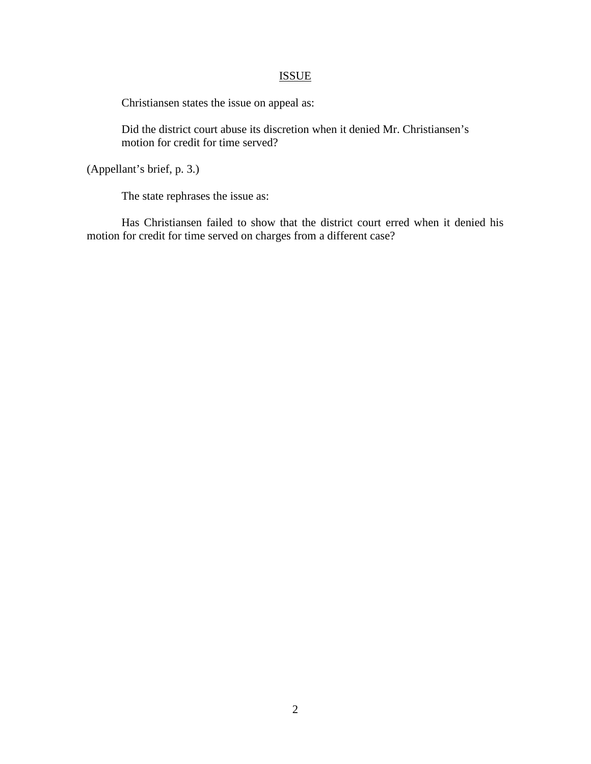## ISSUE

Christiansen states the issue on appeal as:

> Did the district court abuse its discretion when it denied Mr. Christiansen's motion for credit for time served?

(Appellant's brief, p. 3.)

The state rephrases the issue as:

Has Christiansen failed to show that the district court erred when it denied his motion for credit for time served on charges from a different case?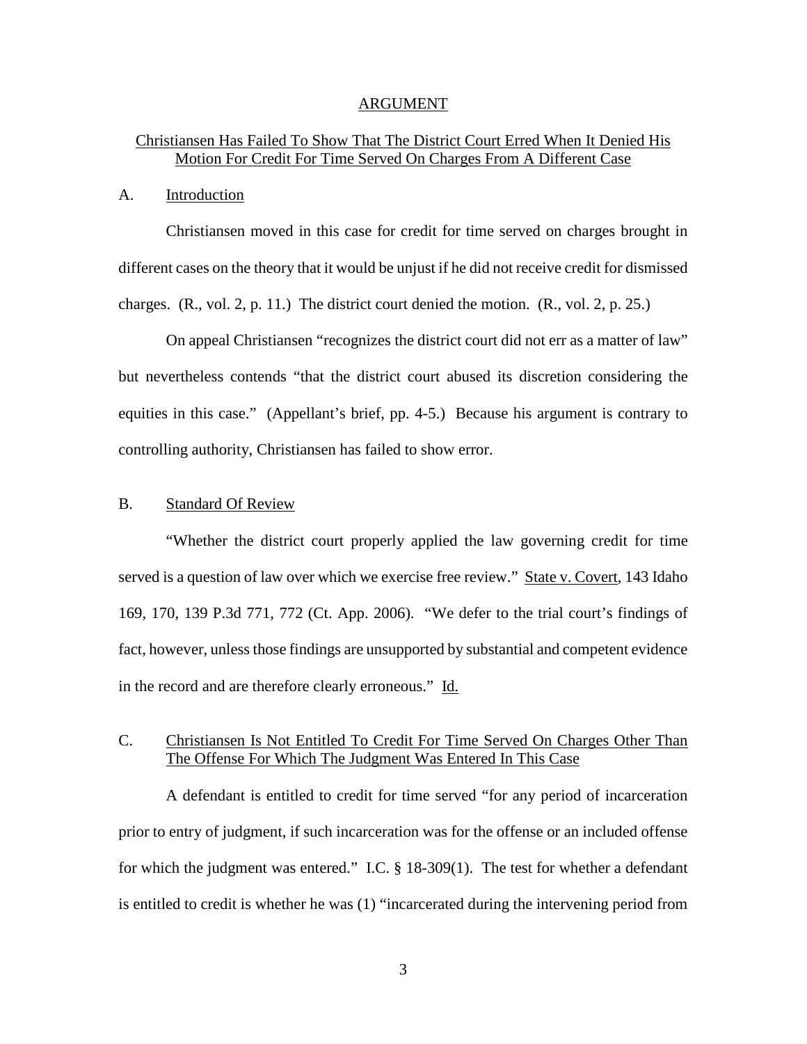# ARGUMENT

## <u>Christiansen Has Failed To Show That The District Court Erred When It Denied His Motion For Credit For Time Served On Charges From A Different Case</u>

### A. <u>Introduction</u>

Christiansen moved in this case for credit for time served on charges brought in different cases on the theory that it would be unjust if he did not receive credit for dismissed charges. (R., vol. 2, p. 11.) The district court denied the motion. (R., vol. 2, p. 25.)

On appeal Christiansen "recognizes the district court did not err as a matter of law" but nevertheless contends "that the district court abused its discretion considering the equities in this case." (Appellant's brief, pp. 4-5.) Because his argument is contrary to controlling authority, Christiansen has failed to show error.

### B. <u>Standard Of Review</u>

"Whether the district court properly applied the law governing credit for time served is a question of law over which we exercise free review." <u>State v. Covert</u>, 143 Idaho 169, 170, 139 P.3d 771, 772 (Ct. App. 2006). "We defer to the trial court's findings of fact, however, unless those findings are unsupported by substantial and competent evidence in the record and are therefore clearly erroneous." <u>Id.</u>

### C. <u>Christiansen Is Not Entitled To Credit For Time Served On Charges Other Than The Offense For Which The Judgment Was Entered In This Case</u>

A defendant is entitled to credit for time served "for any period of incarceration prior to entry of judgment, if such incarceration was for the offense or an included offense for which the judgment was entered." I.C. § 18-309(1). The test for whether a defendant is entitled to credit is whether he was (1) "incarcerated during the intervening period from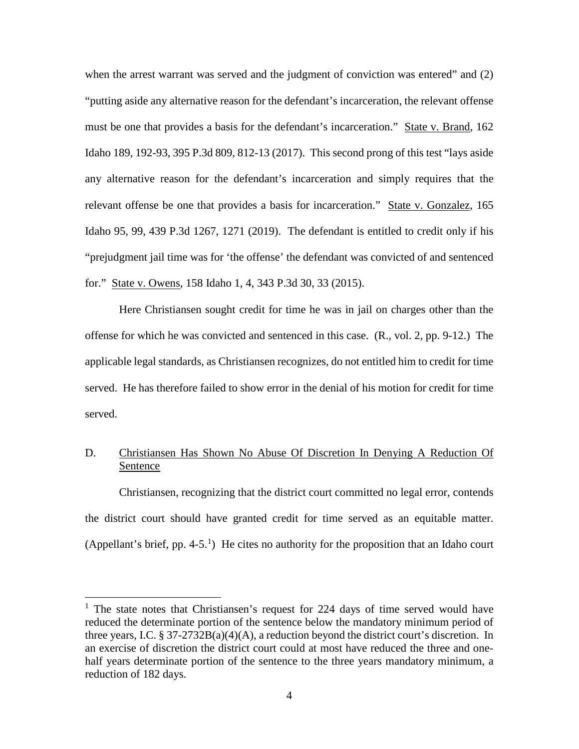when the arrest warrant was served and the judgment of conviction was entered" and (2) "putting aside any alternative reason for the defendant's incarceration, the relevant offense must be one that provides a basis for the defendant's incarceration." State v. Brand, 162 Idaho 189, 192-93, 395 P.3d 809, 812-13 (2017). This second prong of this test "lays aside any alternative reason for the defendant's incarceration and simply requires that the relevant offense be one that provides a basis for incarceration." State v. Gonzalez, 165 Idaho 95, 99, 439 P.3d 1267, 1271 (2019). The defendant is entitled to credit only if his "prejudgment jail time was for 'the offense' the defendant was convicted of and sentenced for." State v. Owens, 158 Idaho 1, 4, 343 P.3d 30, 33 (2015).

Here Christiansen sought credit for time he was in jail on charges other than the offense for which he was convicted and sentenced in this case. (R., vol. 2, pp. 9-12.) The applicable legal standards, as Christiansen recognizes, do not entitled him to credit for time served. He has therefore failed to show error in the denial of his motion for credit for time served.

D. Christiansen Has Shown No Abuse Of Discretion In Denying A Reduction Of Sentence

Christiansen, recognizing that the district court committed no legal error, contends the district court should have granted credit for time served as an equitable matter. (Appellant's brief, pp. 4-5.[1]) He cites no authority for the proposition that an Idaho court

[1] The state notes that Christiansen's request for 224 days of time served would have reduced the determinate portion of the sentence below the mandatory minimum period of three years, I.C. § 37-2732B(a)(4)(A), a reduction beyond the district court's discretion. In an exercise of discretion the district court could at most have reduced the three and one-half years determinate portion of the sentence to the three years mandatory minimum, a reduction of 182 days.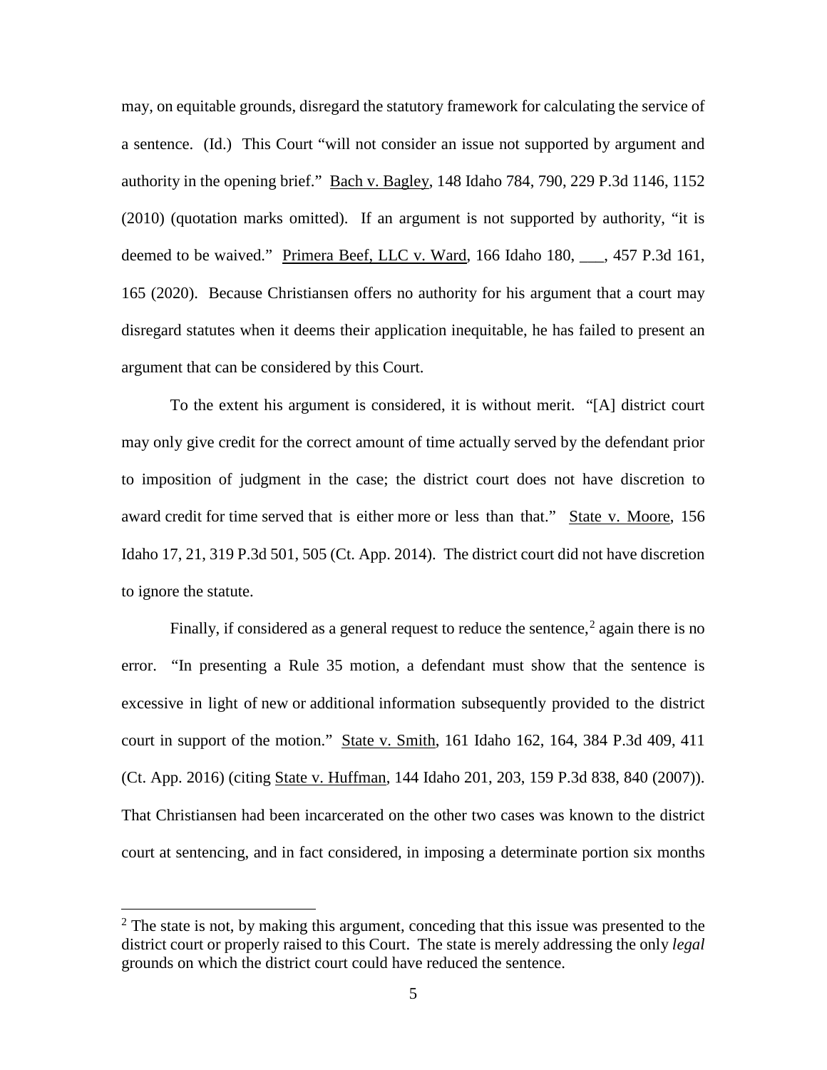may, on equitable grounds, disregard the statutory framework for calculating the service of a sentence. (Id.) This Court "will not consider an issue not supported by argument and authority in the opening brief." Bach v. Bagley, 148 Idaho 784, 790, 229 P.3d 1146, 1152 (2010) (quotation marks omitted). If an argument is not supported by authority, "it is deemed to be waived." Primera Beef, LLC v. Ward, 166 Idaho 180, ___, 457 P.3d 161, 165 (2020). Because Christiansen offers no authority for his argument that a court may disregard statutes when it deems their application inequitable, he has failed to present an argument that can be considered by this Court.

To the extent his argument is considered, it is without merit. "[A] district court may only give credit for the correct amount of time actually served by the defendant prior to imposition of judgment in the case; the district court does not have discretion to award credit for time served that is either more or less than that." State v. Moore, 156 Idaho 17, 21, 319 P.3d 501, 505 (Ct. App. 2014). The district court did not have discretion to ignore the statute.

Finally, if considered as a general request to reduce the sentence,[2] again there is no error. "In presenting a Rule 35 motion, a defendant must show that the sentence is excessive in light of new or additional information subsequently provided to the district court in support of the motion." State v. Smith, 161 Idaho 162, 164, 384 P.3d 409, 411 (Ct. App. 2016) (citing State v. Huffman, 144 Idaho 201, 203, 159 P.3d 838, 840 (2007)). That Christiansen had been incarcerated on the other two cases was known to the district court at sentencing, and in fact considered, in imposing a determinate portion six months

---

[2] The state is not, by making this argument, conceding that this issue was presented to the district court or properly raised to this Court. The state is merely addressing the only *legal* grounds on which the district court could have reduced the sentence.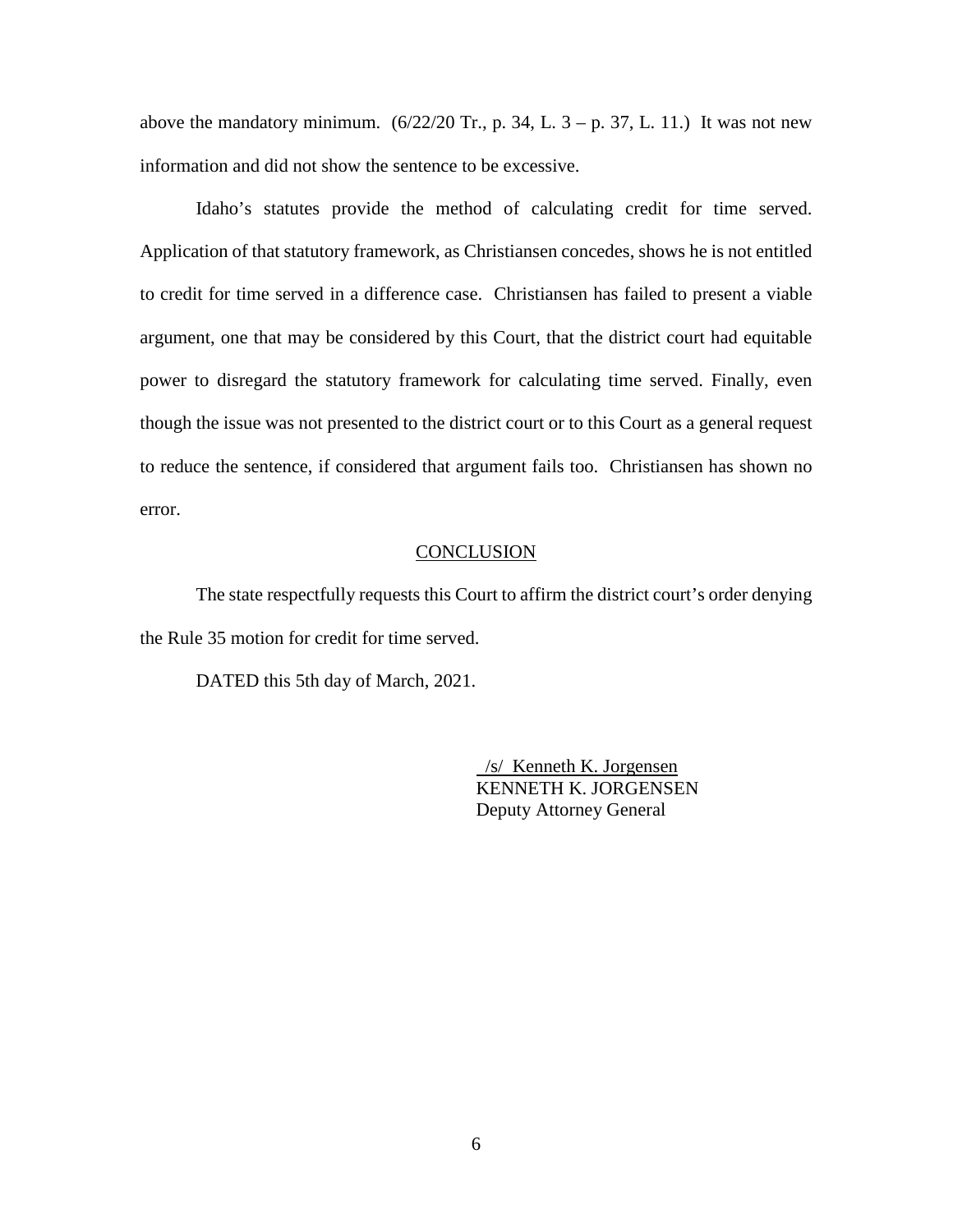above the mandatory minimum. (6/22/20 Tr., p. 34, L. 3 – p. 37, L. 11.) It was not new information and did not show the sentence to be excessive.

Idaho's statutes provide the method of calculating credit for time served. Application of that statutory framework, as Christiansen concedes, shows he is not entitled to credit for time served in a difference case. Christiansen has failed to present a viable argument, one that may be considered by this Court, that the district court had equitable power to disregard the statutory framework for calculating time served. Finally, even though the issue was not presented to the district court or to this Court as a general request to reduce the sentence, if considered that argument fails too. Christiansen has shown no error.

## CONCLUSION

The state respectfully requests this Court to affirm the district court's order denying the Rule 35 motion for credit for time served.

DATED this 5th day of March, 2021.

/s/ Kenneth K. Jorgensen
KENNETH K. JORGENSEN
Deputy Attorney General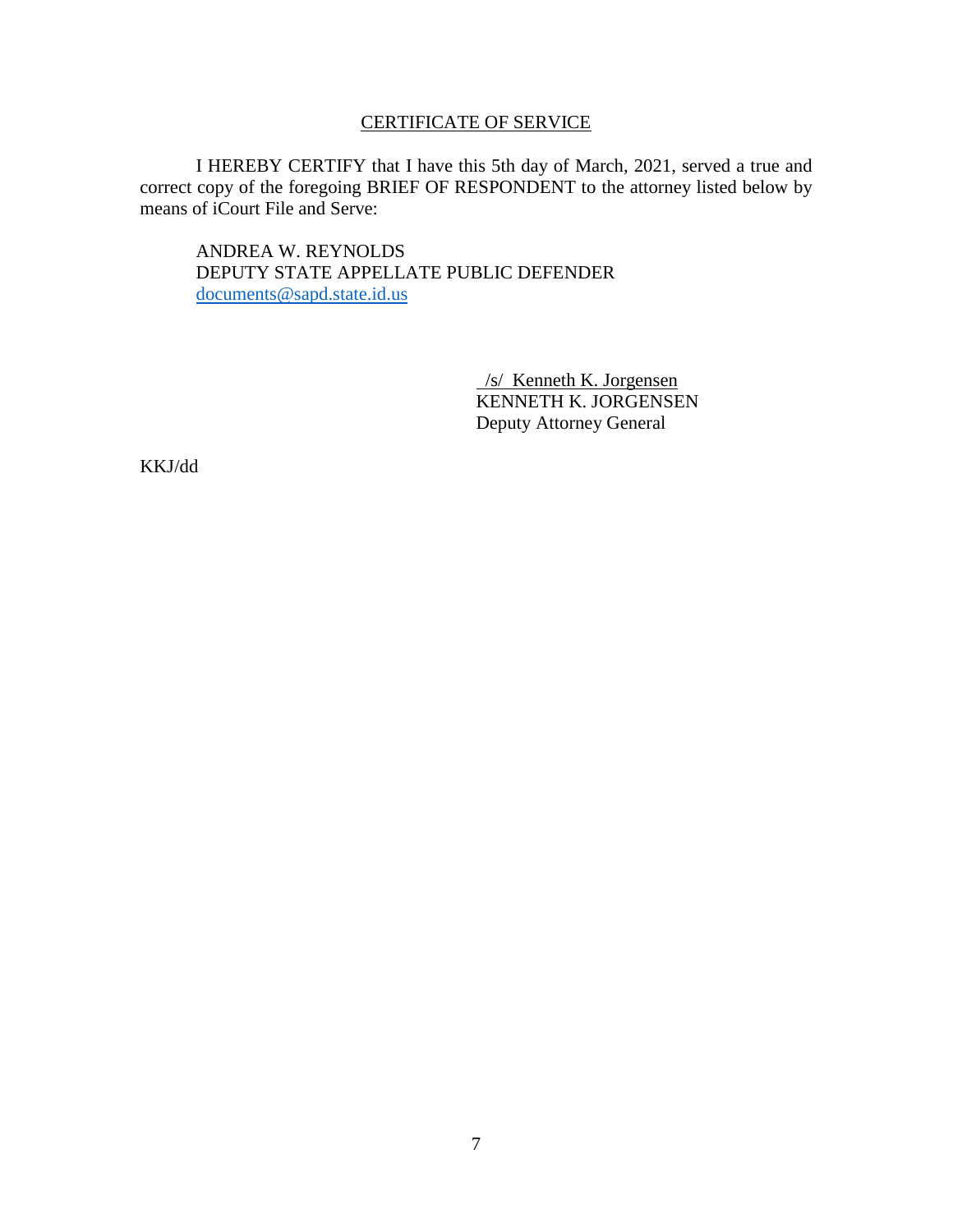## CERTIFICATE OF SERVICE

I HEREBY CERTIFY that I have this 5th day of March, 2021, served a true and correct copy of the foregoing BRIEF OF RESPONDENT to the attorney listed below by means of iCourt File and Serve:

ANDREA W. REYNOLDS
DEPUTY STATE APPELLATE PUBLIC DEFENDER
documents@sapd.state.id.us

/s/ Kenneth K. Jorgensen
KENNETH K. JORGENSEN
Deputy Attorney General

KKJ/dd